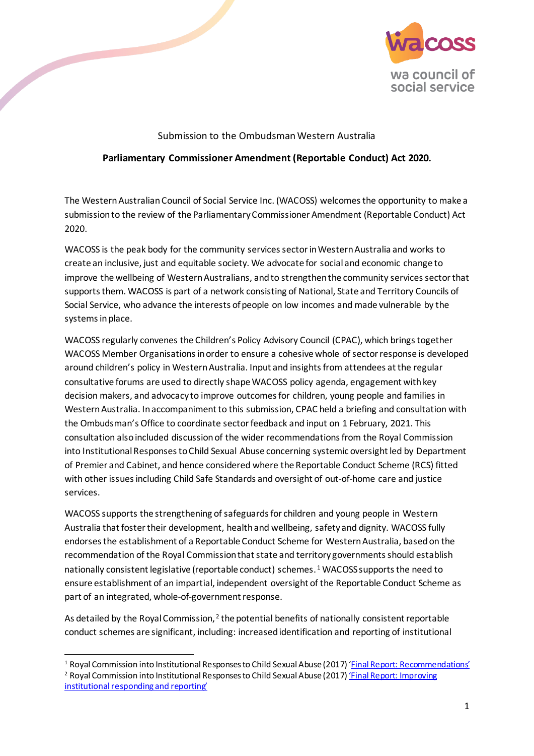Submission to the Ombudsman Western Australia

**Parliamentary Commissioner Amendment (Reportable Conduct) Act 2020.**

The Western Australian Council of Social Service Inc. (WACOSS) welcomes the opportunity to make a submission to the review of the Parliamentary Commissioner Amendment (Reportable Conduct) Act 2020.

WACOSS is the peak body for the community services sector in Western Australia and works to create an inclusive, just and equitable society. We advocate for social and economic change to improve the wellbeing of Western Australians, and to strengthen the community services sector that supports them. WACOSS is part of a network consisting of National, State and Territory Councils of Social Service, who advance the interests of people on low incomes and made vulnerable by the systems in place.

WACOSS regularly convenes the Children's Policy Advisory Council (CPAC), which brings together WACOSS Member Organisations in order to ensure a cohesive whole of sector response is developed around children's policy in Western Australia. Input and insights from attendees at the regular consultative forums are used to directly shape WACOSS policy agenda, engagement with key decision makers, and advocacy to improve outcomes for children, young people and families in Western Australia. In accompaniment to this submission, CPAC held a briefing and consultation with the Ombudsman's Office to coordinate sector feedback and input on 1 February, 2021. This consultation also included discussion of the wider recommendations from the Royal Commission into Institutional Responses to Child Sexual Abuse concerning systemic oversight led by Department of Premier and Cabinet, and hence considered where the Reportable Conduct Scheme (RCS) fitted with other issues including Child Safe Standards and oversight of out-of-home care and justice services.

WACOSS supports the strengthening of safeguards for children and young people in Western Australia that foster their development, health and wellbeing, safety and dignity. WACOSS fully endorses the establishment of a Reportable Conduct Scheme for Western Australia, based on the recommendation of the Royal Commission that state and territory governments should establish nationally consistent legislative (reportable conduct) schemes.[1] WACOSS supports the need to ensure establishment of an impartial, independent oversight of the Reportable Conduct Scheme as part of an integrated, whole-of-government response.

As detailed by the Royal Commission,[2] the potential benefits of nationally consistent reportable conduct schemes are significant, including: increased identification and reporting of institutional

---

[1] Royal Commission into Institutional Responses to Child Sexual Abuse (2017) '[Final Report: Recommendations](#)'

[2] Royal Commission into Institutional Responses to Child Sexual Abuse (2017) '[Final Report: Improving institutional responding and reporting](#)'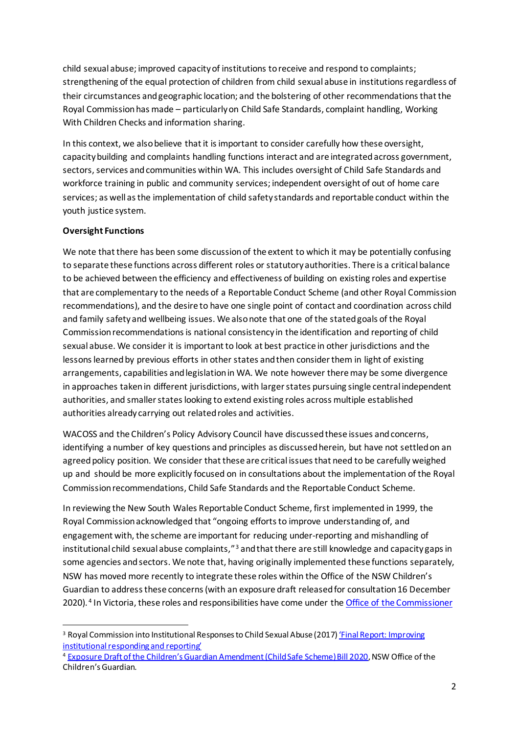child sexual abuse; improved capacity of institutions to receive and respond to complaints; strengthening of the equal protection of children from child sexual abuse in institutions regardless of their circumstances and geographic location; and the bolstering of other recommendations that the Royal Commission has made – particularly on Child Safe Standards, complaint handling, Working With Children Checks and information sharing.

In this context, we also believe that it is important to consider carefully how these oversight, capacity building and complaints handling functions interact and are integrated across government, sectors, services and communities within WA. This includes oversight of Child Safe Standards and workforce training in public and community services; independent oversight of out of home care services; as well as the implementation of child safety standards and reportable conduct within the youth justice system.

**Oversight Functions**

We note that there has been some discussion of the extent to which it may be potentially confusing to separate these functions across different roles or statutory authorities. There is a critical balance to be achieved between the efficiency and effectiveness of building on existing roles and expertise that are complementary to the needs of a Reportable Conduct Scheme (and other Royal Commission recommendations), and the desire to have one single point of contact and coordination across child and family safety and wellbeing issues. We also note that one of the stated goals of the Royal Commission recommendations is national consistency in the identification and reporting of child sexual abuse. We consider it is important to look at best practice in other jurisdictions and the lessons learned by previous efforts in other states and then consider them in light of existing arrangements, capabilities and legislation in WA. We note however there may be some divergence in approaches taken in different jurisdictions, with larger states pursuing single central independent authorities, and smaller states looking to extend existing roles across multiple established authorities already carrying out related roles and activities.

WACOSS and the Children's Policy Advisory Council have discussed these issues and concerns, identifying a number of key questions and principles as discussed herein, but have not settled on an agreed policy position. We consider that these are critical issues that need to be carefully weighed up and should be more explicitly focused on in consultations about the implementation of the Royal Commission recommendations, Child Safe Standards and the Reportable Conduct Scheme.

In reviewing the New South Wales Reportable Conduct Scheme, first implemented in 1999, the Royal Commission acknowledged that "ongoing efforts to improve understanding of, and engagement with, the scheme are important for reducing under-reporting and mishandling of institutional child sexual abuse complaints,"[3] and that there are still knowledge and capacity gaps in some agencies and sectors. We note that, having originally implemented these functions separately, NSW has moved more recently to integrate these roles within the Office of the NSW Children's Guardian to address these concerns (with an exposure draft released for consultation 16 December 2020).[4] In Victoria, these roles and responsibilities have come under the [Office of the Commissioner

---

[3] Royal Commission into Institutional Responses to Child Sexual Abuse (2017) ['Final Report: Improving institutional responding and reporting']

[4] [Exposure Draft of the Children's Guardian Amendment (Child Safe Scheme) Bill 2020], NSW Office of the Children's Guardian.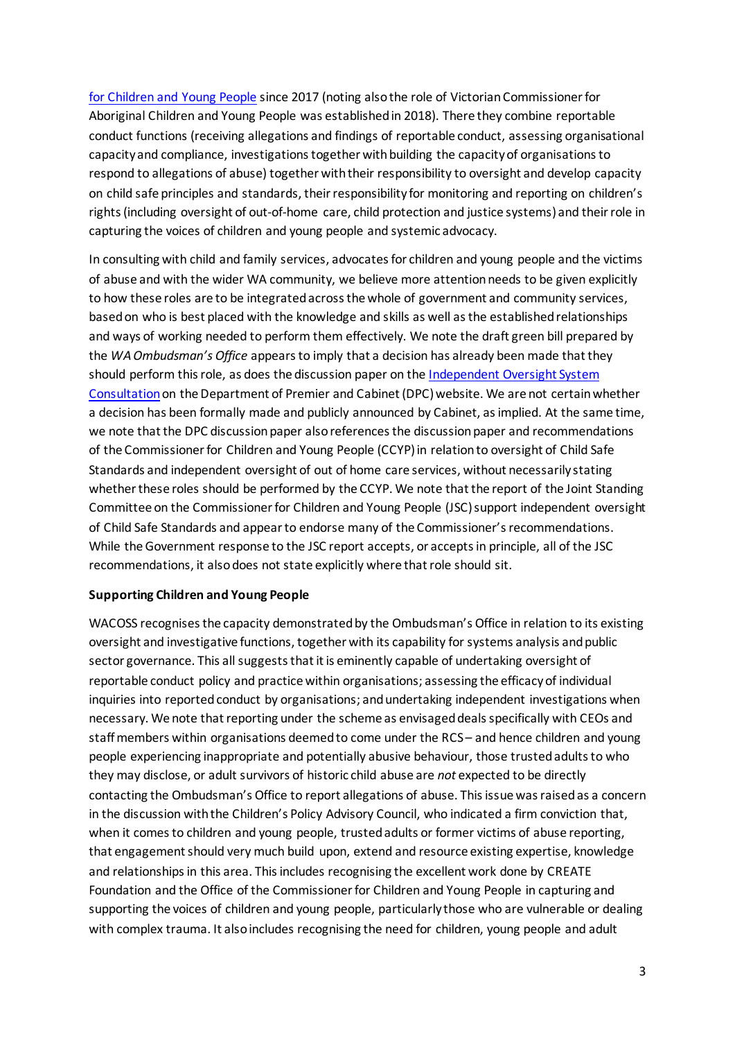for Children and Young People since 2017 (noting also the role of Victorian Commissioner for Aboriginal Children and Young People was established in 2018). There they combine reportable conduct functions (receiving allegations and findings of reportable conduct, assessing organisational capacity and compliance, investigations together with building the capacity of organisations to respond to allegations of abuse) together with their responsibility to oversight and develop capacity on child safe principles and standards, their responsibility for monitoring and reporting on children's rights (including oversight of out-of-home care, child protection and justice systems) and their role in capturing the voices of children and young people and systemic advocacy.

In consulting with child and family services, advocates for children and young people and the victims of abuse and with the wider WA community, we believe more attention needs to be given explicitly to how these roles are to be integrated across the whole of government and community services, based on who is best placed with the knowledge and skills as well as the established relationships and ways of working needed to perform them effectively. We note the draft green bill prepared by the *WA Ombudsman's Office* appears to imply that a decision has already been made that they should perform this role, as does the discussion paper on the Independent Oversight System Consultation on the Department of Premier and Cabinet (DPC) website. We are not certain whether a decision has been formally made and publicly announced by Cabinet, as implied. At the same time, we note that the DPC discussion paper also references the discussion paper and recommendations of the Commissioner for Children and Young People (CCYP) in relation to oversight of Child Safe Standards and independent oversight of out of home care services, without necessarily stating whether these roles should be performed by the CCYP. We note that the report of the Joint Standing Committee on the Commissioner for Children and Young People (JSC) support independent oversight of Child Safe Standards and appear to endorse many of the Commissioner's recommendations. While the Government response to the JSC report accepts, or accepts in principle, all of the JSC recommendations, it also does not state explicitly where that role should sit.

**Supporting Children and Young People**

WACOSS recognises the capacity demonstrated by the Ombudsman's Office in relation to its existing oversight and investigative functions, together with its capability for systems analysis and public sector governance. This all suggests that it is eminently capable of undertaking oversight of reportable conduct policy and practice within organisations; assessing the efficacy of individual inquiries into reported conduct by organisations; and undertaking independent investigations when necessary. We note that reporting under the scheme as envisaged deals specifically with CEOs and staff members within organisations deemed to come under the RCS – and hence children and young people experiencing inappropriate and potentially abusive behaviour, those trusted adults to who they may disclose, or adult survivors of historic child abuse are *not* expected to be directly contacting the Ombudsman's Office to report allegations of abuse. This issue was raised as a concern in the discussion with the Children's Policy Advisory Council, who indicated a firm conviction that, when it comes to children and young people, trusted adults or former victims of abuse reporting, that engagement should very much build upon, extend and resource existing expertise, knowledge and relationships in this area. This includes recognising the excellent work done by CREATE Foundation and the Office of the Commissioner for Children and Young People in capturing and supporting the voices of children and young people, particularly those who are vulnerable or dealing with complex trauma. It also includes recognising the need for children, young people and adult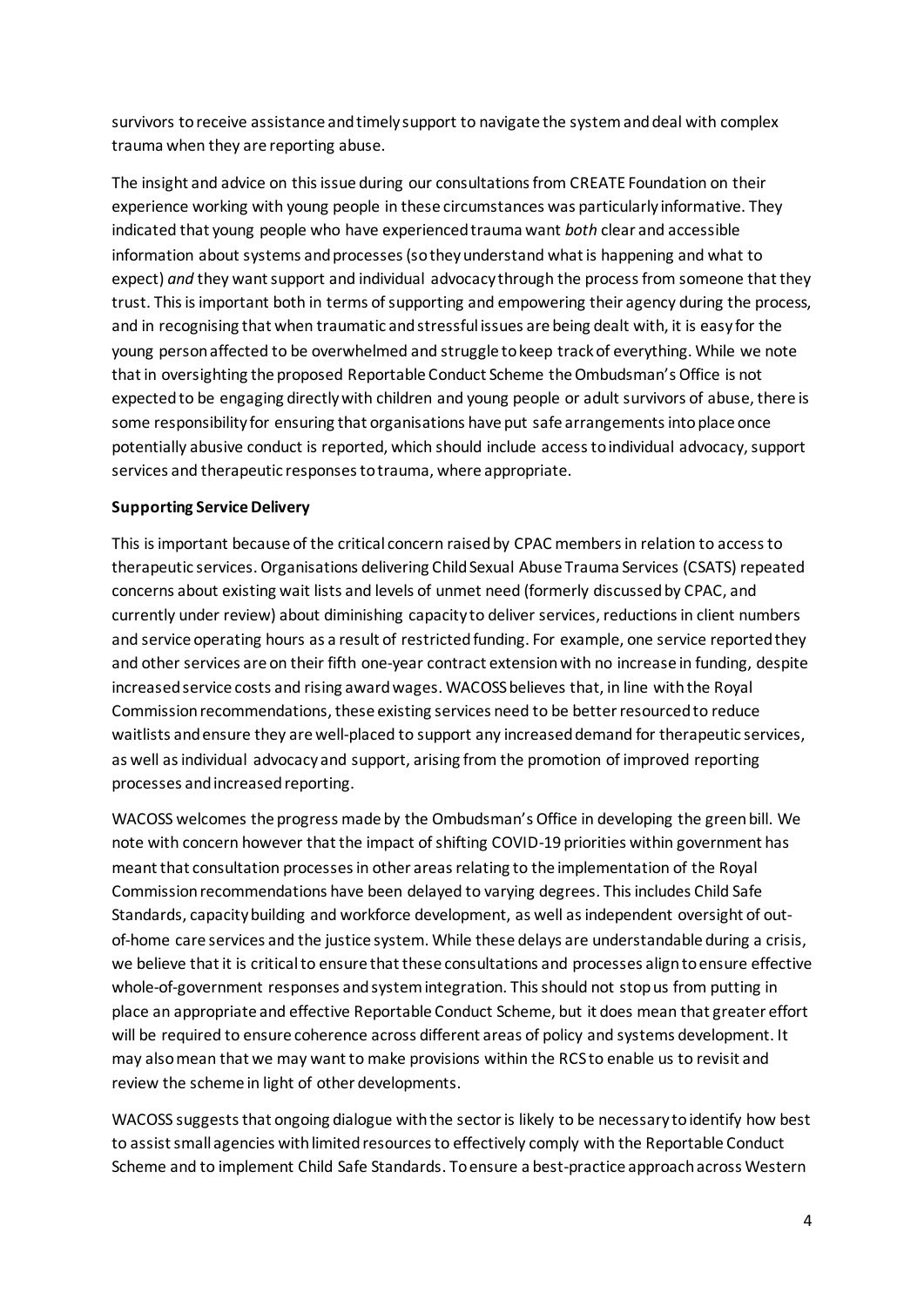survivors to receive assistance and timely support to navigate the system and deal with complex trauma when they are reporting abuse.

The insight and advice on this issue during our consultations from CREATE Foundation on their experience working with young people in these circumstances was particularly informative. They indicated that young people who have experienced trauma want *both* clear and accessible information about systems and processes (so they understand what is happening and what to expect) *and* they want support and individual advocacy through the process from someone that they trust. This is important both in terms of supporting and empowering their agency during the process, and in recognising that when traumatic and stressful issues are being dealt with, it is easy for the young person affected to be overwhelmed and struggle to keep track of everything. While we note that in oversighting the proposed Reportable Conduct Scheme the Ombudsman's Office is not expected to be engaging directly with children and young people or adult survivors of abuse, there is some responsibility for ensuring that organisations have put safe arrangements into place once potentially abusive conduct is reported, which should include access to individual advocacy, support services and therapeutic responses to trauma, where appropriate.

**Supporting Service Delivery**

This is important because of the critical concern raised by CPAC members in relation to access to therapeutic services. Organisations delivering Child Sexual Abuse Trauma Services (CSATS) repeated concerns about existing wait lists and levels of unmet need (formerly discussed by CPAC, and currently under review) about diminishing capacity to deliver services, reductions in client numbers and service operating hours as a result of restricted funding. For example, one service reported they and other services are on their fifth one-year contract extension with no increase in funding, despite increased service costs and rising award wages. WACOSS believes that, in line with the Royal Commission recommendations, these existing services need to be better resourced to reduce waitlists and ensure they are well-placed to support any increased demand for therapeutic services, as well as individual advocacy and support, arising from the promotion of improved reporting processes and increased reporting.

WACOSS welcomes the progress made by the Ombudsman's Office in developing the green bill. We note with concern however that the impact of shifting COVID-19 priorities within government has meant that consultation processes in other areas relating to the implementation of the Royal Commission recommendations have been delayed to varying degrees. This includes Child Safe Standards, capacity building and workforce development, as well as independent oversight of out-of-home care services and the justice system. While these delays are understandable during a crisis, we believe that it is critical to ensure that these consultations and processes align to ensure effective whole-of-government responses and system integration. This should not stop us from putting in place an appropriate and effective Reportable Conduct Scheme, but it does mean that greater effort will be required to ensure coherence across different areas of policy and systems development. It may also mean that we may want to make provisions within the RCS to enable us to revisit and review the scheme in light of other developments.

WACOSS suggests that ongoing dialogue with the sector is likely to be necessary to identify how best to assist small agencies with limited resources to effectively comply with the Reportable Conduct Scheme and to implement Child Safe Standards. To ensure a best-practice approach across Western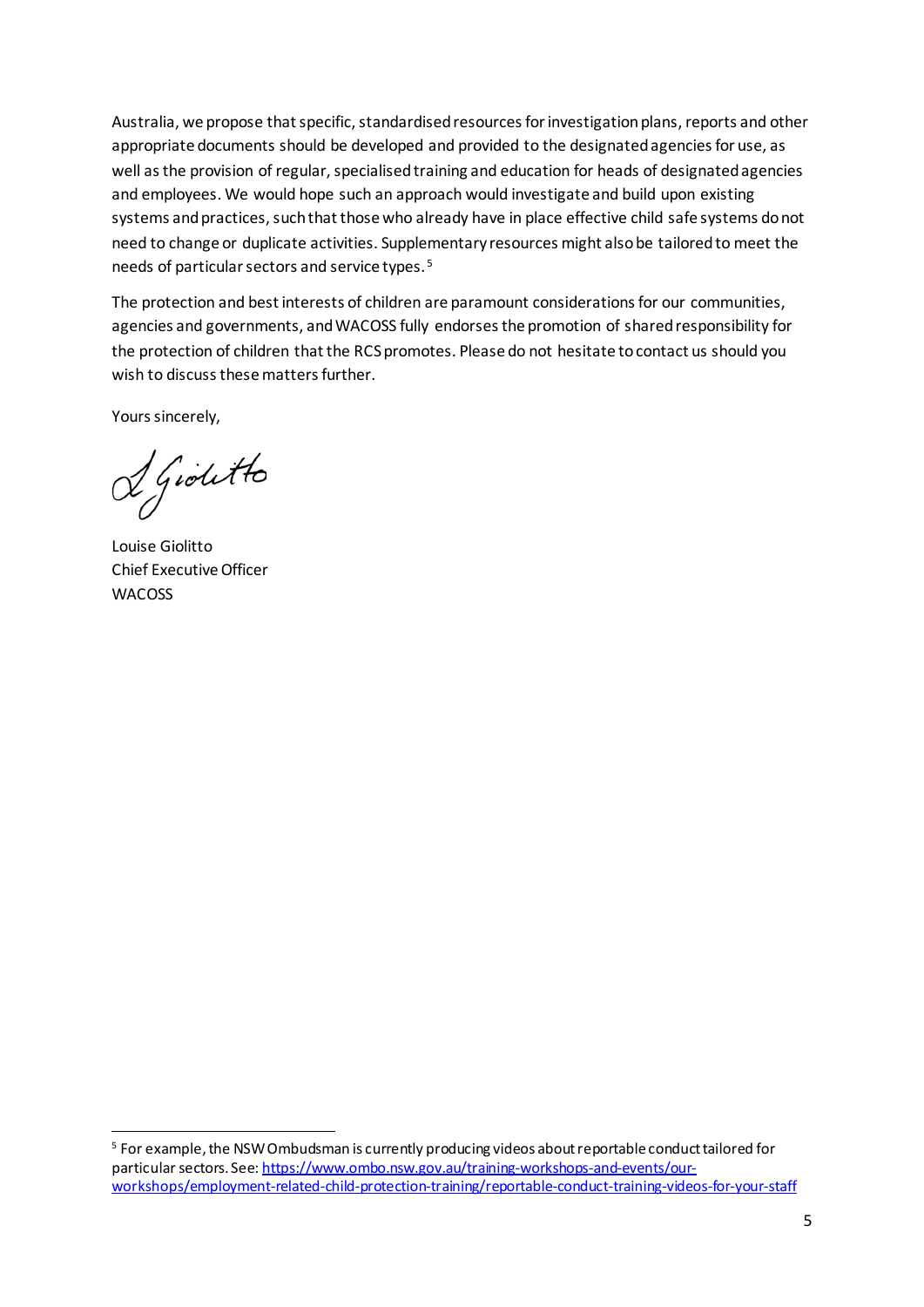Australia, we propose that specific, standardised resources for investigation plans, reports and other appropriate documents should be developed and provided to the designated agencies for use, as well as the provision of regular, specialised training and education for heads of designated agencies and employees. We would hope such an approach would investigate and build upon existing systems and practices, such that those who already have in place effective child safe systems do not need to change or duplicate activities. Supplementary resources might also be tailored to meet the needs of particular sectors and service types.[5]

The protection and best interests of children are paramount considerations for our communities, agencies and governments, and WACOSS fully endorses the promotion of shared responsibility for the protection of children that the RCS promotes. Please do not hesitate to contact us should you wish to discuss these matters further.

Yours sincerely,

L Giolitto

Louise Giolitto
Chief Executive Officer
WACOSS

---

[5] For example, the NSW Ombudsman is currently producing videos about reportable conduct tailored for particular sectors. See: https://www.ombo.nsw.gov.au/training-workshops-and-events/our-workshops/employment-related-child-protection-training/reportable-conduct-training-videos-for-your-staff